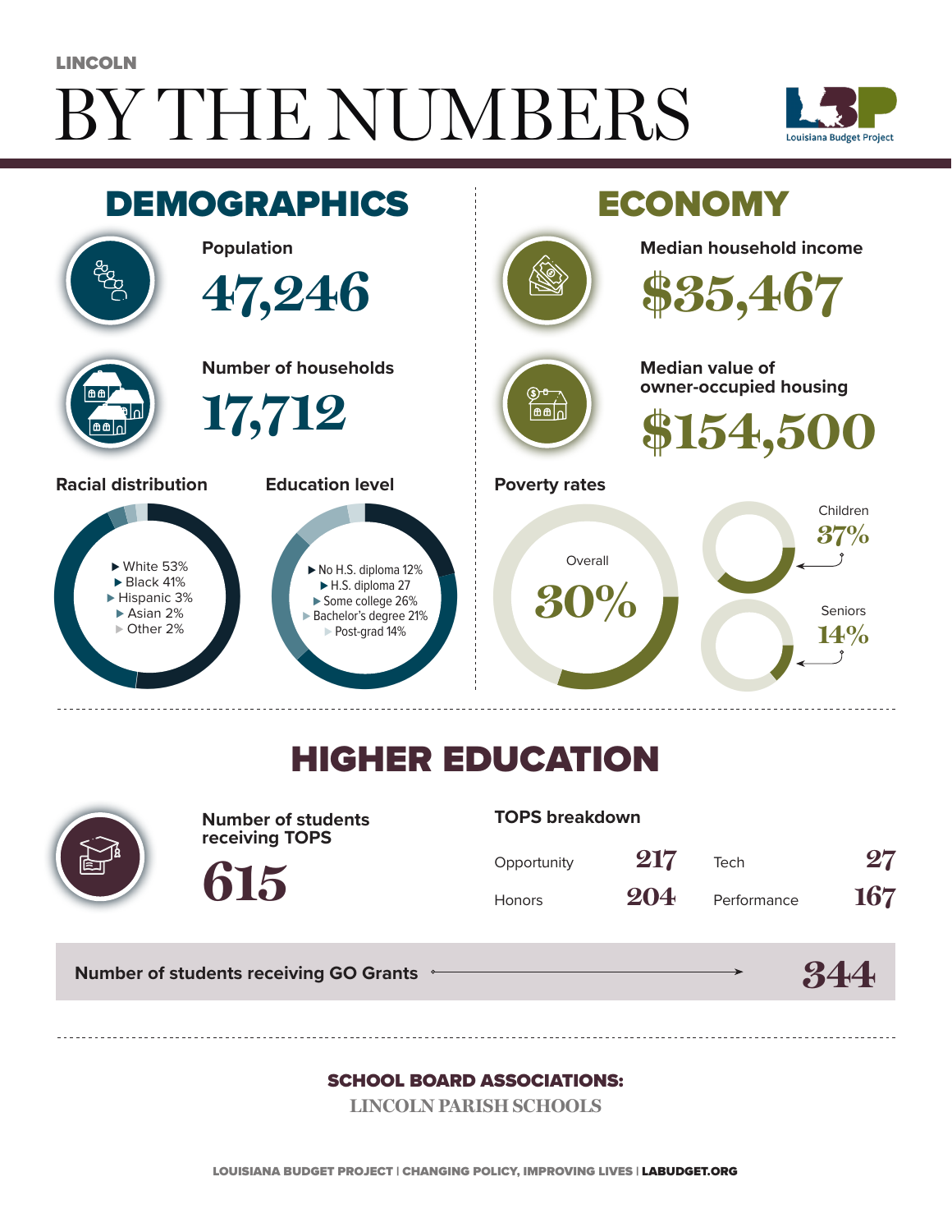LINCOLN

# BY THE NUMBERS

Louisiana Budget Project

## DEMOGRAPHICS

**Population**

47,246

**Number of households**

17,712

**Racial distribution**

- White 53%
- Black 41%
- Hispanic 3%
- Asian 2%
- Other 2%

**Education level**

- No H.S. diploma 12%
- H.S. diploma 27
- Some college 26%
- Bachelor's degree 21%
- Post-grad 14%

## ECONOMY

**Median household income**

$35,467

**Median value of owner-occupied housing**

$154,500

**Poverty rates**

Overall 30%

Children 37%

Seniors 14%

## HIGHER EDUCATION

**Number of students receiving TOPS**

615

**TOPS breakdown**

| | | | |
|---|---|---|---|
| Opportunity | 217 | Tech | 27 |
| Honors | 204 | Performance | 167 |

**Number of students receiving GO Grants** 344

**SCHOOL BOARD ASSOCIATIONS:**

LINCOLN PARISH SCHOOLS

LOUISIANA BUDGET PROJECT | CHANGING POLICY, IMPROVING LIVES | LABUDGET.ORG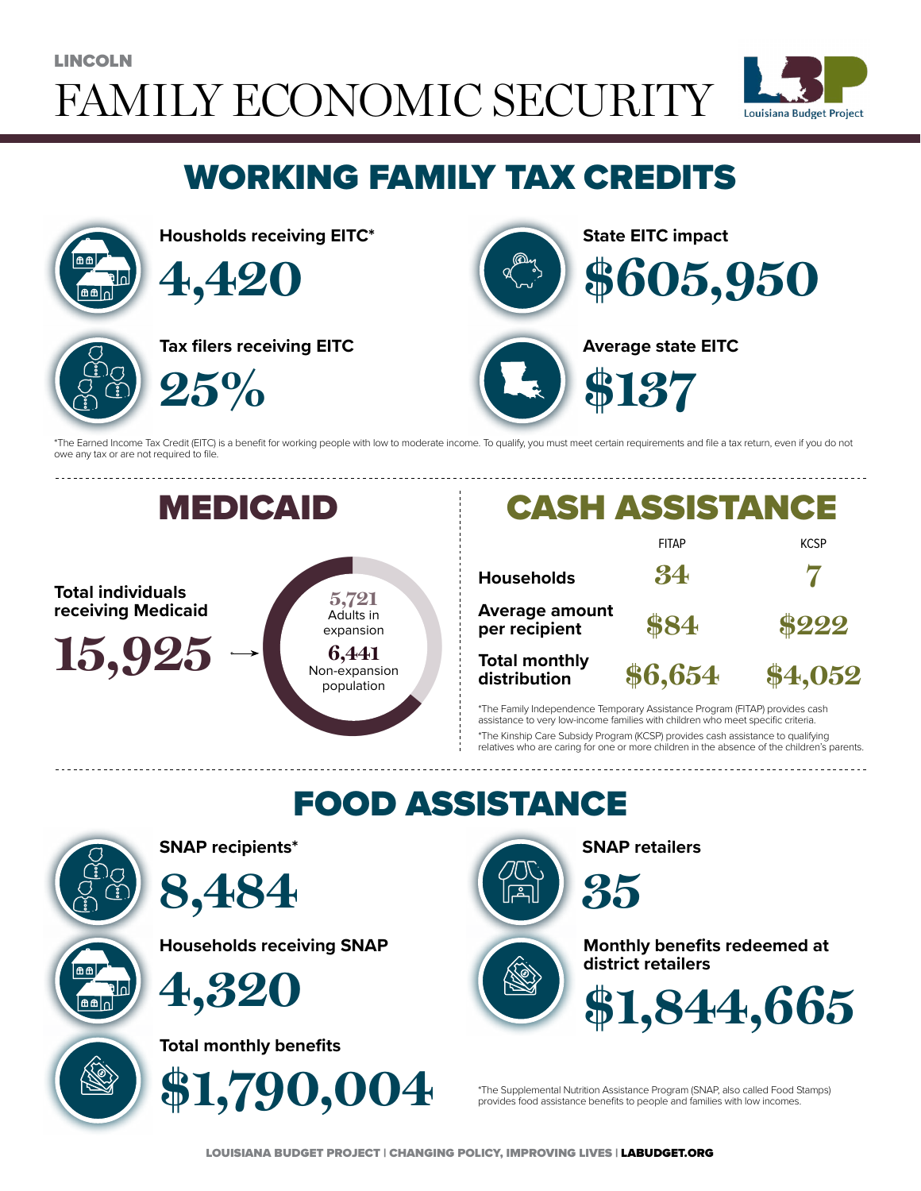LINCOLN

# FAMILY ECONOMIC SECURITY

Louisiana Budget Project

## WORKING FAMILY TAX CREDITS

**Households receiving EITC***

**4,420**

**State EITC impact**

**$605,950**

**Tax filers receiving EITC**

**25%**

**Average state EITC**

**$137**

*The Earned Income Tax Credit (EITC) is a benefit for working people with low to moderate income. To qualify, you must meet certain requirements and file a tax return, even if you do not owe any tax or are not required to file.

## MEDICAID

**Total individuals receiving Medicaid**

**15,925**

5,721
Adults in expansion

6,441
Non-expansion population

## CASH ASSISTANCE

| | FITAP | KCSP |
|---|---|---|
| **Households** | 34 | 7 |
| **Average amount per recipient** | $84 | $222 |
| **Total monthly distribution** | $6,654 | $4,052 |

*The Family Independence Temporary Assistance Program (FITAP) provides cash assistance to very low-income families with children who meet specific criteria.

*The Kinship Care Subsidy Program (KCSP) provides cash assistance to qualifying relatives who are caring for one or more children in the absence of the children's parents.

## FOOD ASSISTANCE

**SNAP recipients***

**8,484**

**Households receiving SNAP**

**4,320**

**Total monthly benefits**

**$1,790,004**

**SNAP retailers**

**35**

**Monthly benefits redeemed at district retailers**

**$1,844,665**

*The Supplemental Nutrition Assistance Program (SNAP, also called Food Stamps) provides food assistance benefits to people and families with low incomes.

LOUISIANA BUDGET PROJECT | CHANGING POLICY, IMPROVING LIVES | LABUDGET.ORG